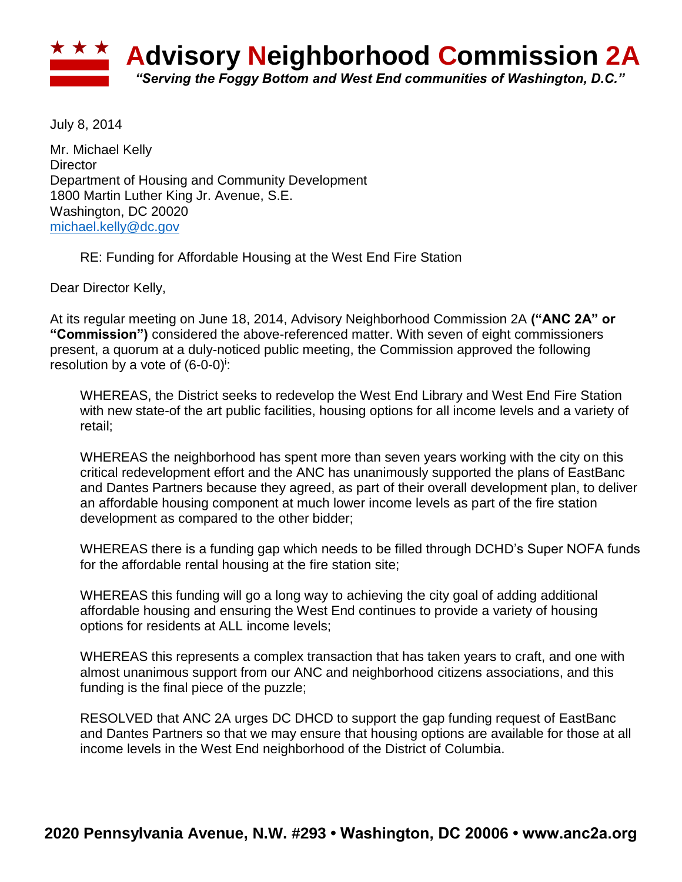# Advisory Neighborhood Commission 2A

*"Serving the Foggy Bottom and West End communities of Washington, D.C."*

July 8, 2014

Mr. Michael Kelly
Director
Department of Housing and Community Development
1800 Martin Luther King Jr. Avenue, S.E.
Washington, DC 20020
michael.kelly@dc.gov

RE: Funding for Affordable Housing at the West End Fire Station

Dear Director Kelly,

At its regular meeting on June 18, 2014, Advisory Neighborhood Commission 2A **("ANC 2A" or "Commission")** considered the above-referenced matter. With seven of eight commissioners present, a quorum at a duly-noticed public meeting, the Commission approved the following resolution by a vote of (6-0-0)[i]:

> WHEREAS, the District seeks to redevelop the West End Library and West End Fire Station with new state-of the art public facilities, housing options for all income levels and a variety of retail;
>
> WHEREAS the neighborhood has spent more than seven years working with the city on this critical redevelopment effort and the ANC has unanimously supported the plans of EastBanc and Dantes Partners because they agreed, as part of their overall development plan, to deliver an affordable housing component at much lower income levels as part of the fire station development as compared to the other bidder;
>
> WHEREAS there is a funding gap which needs to be filled through DCHD's Super NOFA funds for the affordable rental housing at the fire station site;
>
> WHEREAS this funding will go a long way to achieving the city goal of adding additional affordable housing and ensuring the West End continues to provide a variety of housing options for residents at ALL income levels;
>
> WHEREAS this represents a complex transaction that has taken years to craft, and one with almost unanimous support from our ANC and neighborhood citizens associations, and this funding is the final piece of the puzzle;
>
> RESOLVED that ANC 2A urges DC DHCD to support the gap funding request of EastBanc and Dantes Partners so that we may ensure that housing options are available for those at all income levels in the West End neighborhood of the District of Columbia.

**2020 Pennsylvania Avenue, N.W. #293 • Washington, DC 20006 • www.anc2a.org**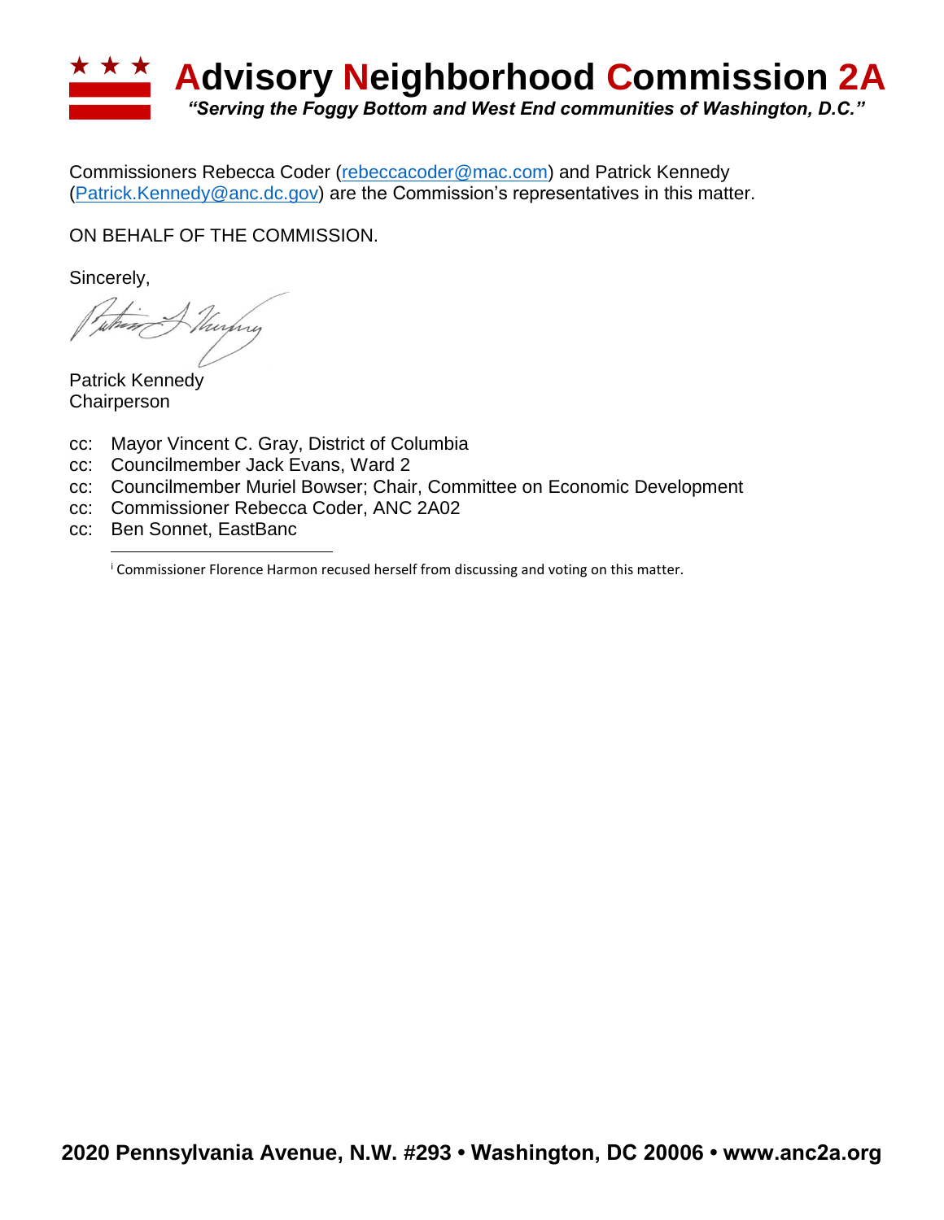Commissioners Rebecca Coder (rebeccacoder@mac.com) and Patrick Kennedy (Patrick.Kennedy@anc.dc.gov) are the Commission's representatives in this matter.

ON BEHALF OF THE COMMISSION.

Sincerely,

Patrick Kennedy
Chairperson

cc: Mayor Vincent C. Gray, District of Columbia
cc: Councilmember Jack Evans, Ward 2
cc: Councilmember Muriel Bowser; Chair, Committee on Economic Development
cc: Commissioner Rebecca Coder, ANC 2A02
cc: Ben Sonnet, EastBanc

---

[i] Commissioner Florence Harmon recused herself from discussing and voting on this matter.